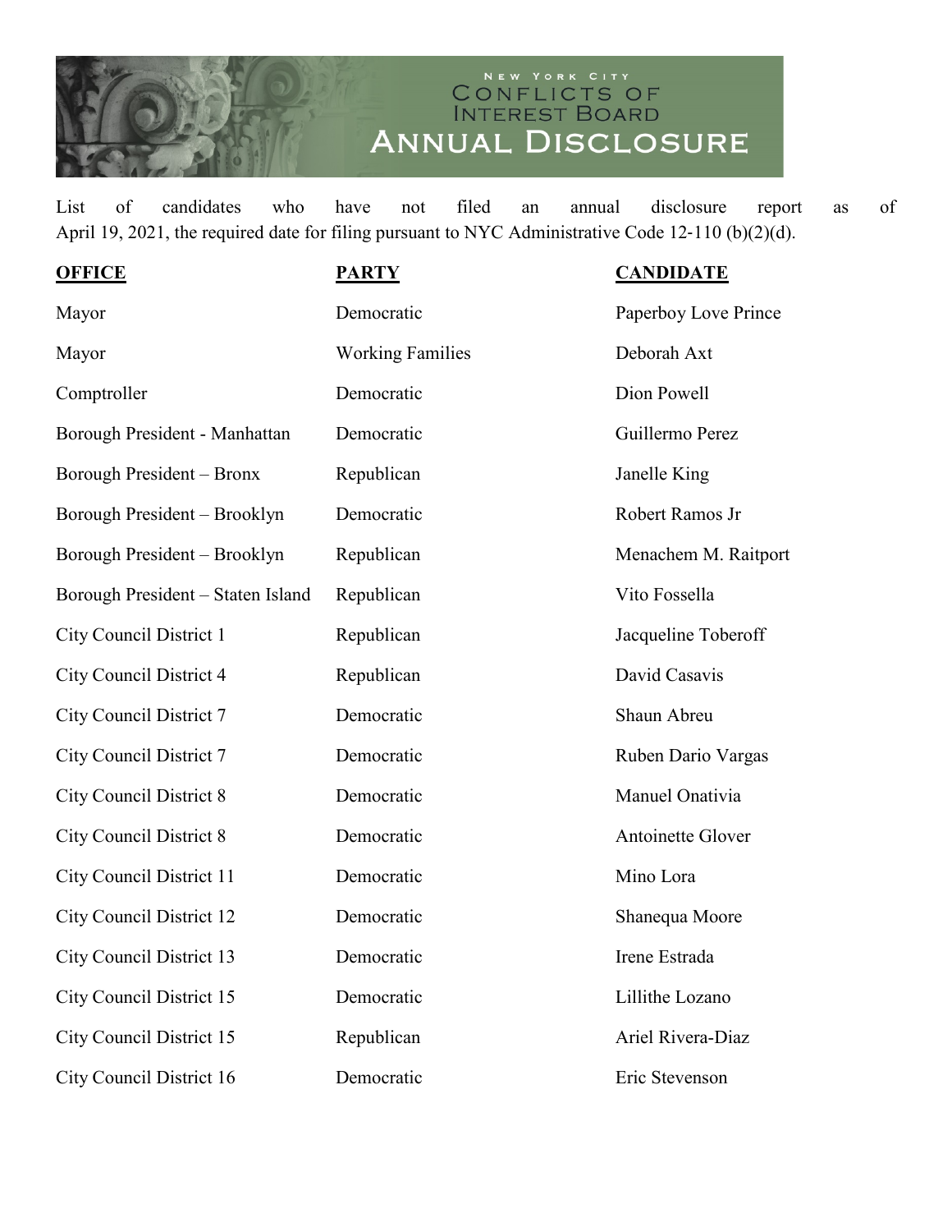# New York City Conflicts of Interest Board Annual Disclosure

List of candidates who have not filed an annual disclosure report as of April 19, 2021, the required date for filing pursuant to NYC Administrative Code 12-110 (b)(2)(d).

| OFFICE | PARTY | CANDIDATE |
|---|---|---|
| Mayor | Democratic | Paperboy Love Prince |
| Mayor | Working Families | Deborah Axt |
| Comptroller | Democratic | Dion Powell |
| Borough President - Manhattan | Democratic | Guillermo Perez |
| Borough President – Bronx | Republican | Janelle King |
| Borough President – Brooklyn | Democratic | Robert Ramos Jr |
| Borough President – Brooklyn | Republican | Menachem M. Raitport |
| Borough President – Staten Island | Republican | Vito Fossella |
| City Council District 1 | Republican | Jacqueline Toberoff |
| City Council District 4 | Republican | David Casavis |
| City Council District 7 | Democratic | Shaun Abreu |
| City Council District 7 | Democratic | Ruben Dario Vargas |
| City Council District 8 | Democratic | Manuel Onativia |
| City Council District 8 | Democratic | Antoinette Glover |
| City Council District 11 | Democratic | Mino Lora |
| City Council District 12 | Democratic | Shanequa Moore |
| City Council District 13 | Democratic | Irene Estrada |
| City Council District 15 | Democratic | Lillithe Lozano |
| City Council District 15 | Republican | Ariel Rivera-Diaz |
| City Council District 16 | Democratic | Eric Stevenson |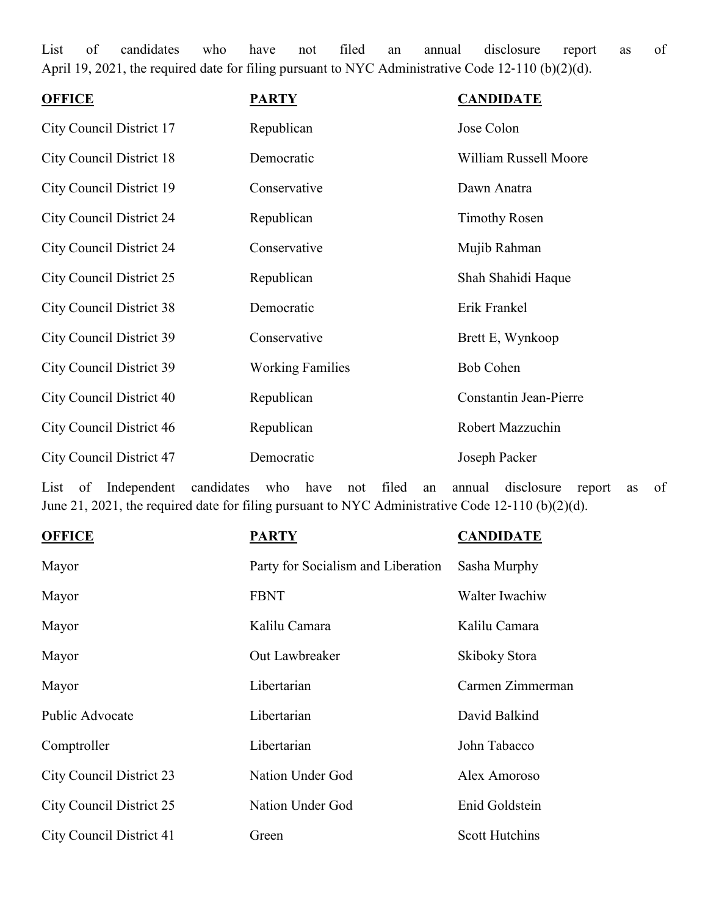List of candidates who have not filed an annual disclosure report as of April 19, 2021, the required date for filing pursuant to NYC Administrative Code 12-110 (b)(2)(d).

| OFFICE | PARTY | CANDIDATE |
|---|---|---|
| City Council District 17 | Republican | Jose Colon |
| City Council District 18 | Democratic | William Russell Moore |
| City Council District 19 | Conservative | Dawn Anatra |
| City Council District 24 | Republican | Timothy Rosen |
| City Council District 24 | Conservative | Mujib Rahman |
| City Council District 25 | Republican | Shah Shahidi Haque |
| City Council District 38 | Democratic | Erik Frankel |
| City Council District 39 | Conservative | Brett E, Wynkoop |
| City Council District 39 | Working Families | Bob Cohen |
| City Council District 40 | Republican | Constantin Jean-Pierre |
| City Council District 46 | Republican | Robert Mazzuchin |
| City Council District 47 | Democratic | Joseph Packer |

List of Independent candidates who have not filed an annual disclosure report as of June 21, 2021, the required date for filing pursuant to NYC Administrative Code 12-110 (b)(2)(d).

| OFFICE | PARTY | CANDIDATE |
|---|---|---|
| Mayor | Party for Socialism and Liberation | Sasha Murphy |
| Mayor | FBNT | Walter Iwachiw |
| Mayor | Kalilu Camara | Kalilu Camara |
| Mayor | Out Lawbreaker | Skiboky Stora |
| Mayor | Libertarian | Carmen Zimmerman |
| Public Advocate | Libertarian | David Balkind |
| Comptroller | Libertarian | John Tabacco |
| City Council District 23 | Nation Under God | Alex Amoroso |
| City Council District 25 | Nation Under God | Enid Goldstein |
| City Council District 41 | Green | Scott Hutchins |